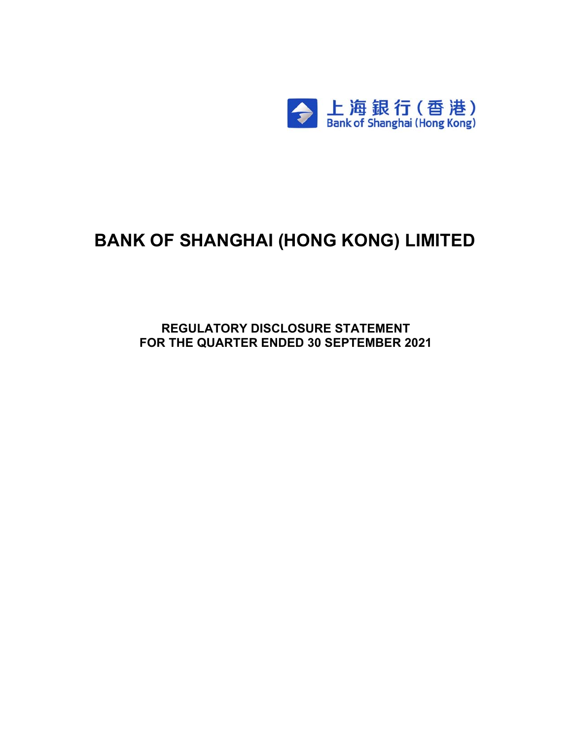上海銀行(香港)
Bank of Shanghai (Hong Kong)

# BANK OF SHANGHAI (HONG KONG) LIMITED

## REGULATORY DISCLOSURE STATEMENT
## FOR THE QUARTER ENDED 30 SEPTEMBER 2021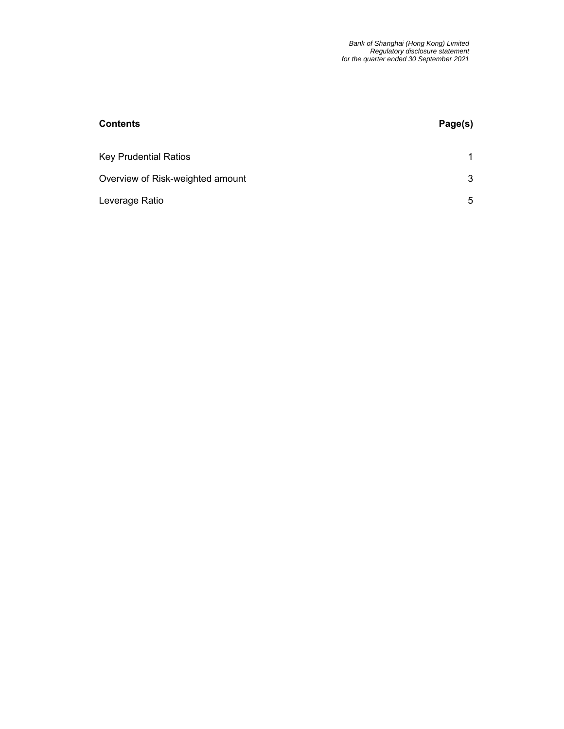| **Contents** | **Page(s)** |
| --- | --- |
| Key Prudential Ratios | 1 |
| Overview of Risk-weighted amount | 3 |
| Leverage Ratio | 5 |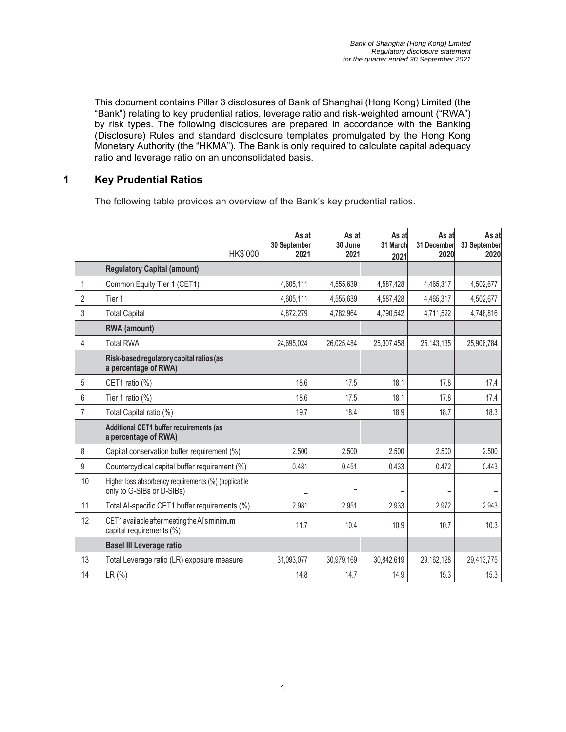This document contains Pillar 3 disclosures of Bank of Shanghai (Hong Kong) Limited (the "Bank") relating to key prudential ratios, leverage ratio and risk-weighted amount ("RWA") by risk types. The following disclosures are prepared in accordance with the Banking (Disclosure) Rules and standard disclosure templates promulgated by the Hong Kong Monetary Authority (the "HKMA"). The Bank is only required to calculate capital adequacy ratio and leverage ratio on an unconsolidated basis.

## 1 Key Prudential Ratios

The following table provides an overview of the Bank's key prudential ratios.

| | HK$'000 | As at 30 September 2021 | As at 30 June 2021 | As at 31 March 2021 | As at 31 December 2020 | As at 30 September 2020 |
|---|---|---|---|---|---|---|
| | **Regulatory Capital (amount)** | | | | | |
| 1 | Common Equity Tier 1 (CET1) | 4,605,111 | 4,555,639 | 4,587,428 | 4,465,317 | 4,502,677 |
| 2 | Tier 1 | 4,605,111 | 4,555,639 | 4,587,428 | 4,465,317 | 4,502,677 |
| 3 | Total Capital | 4,872,279 | 4,782,964 | 4,790,542 | 4,711,522 | 4,748,816 |
| | **RWA (amount)** | | | | | |
| 4 | Total RWA | 24,695,024 | 26,025,484 | 25,307,458 | 25,143,135 | 25,906,784 |
| | **Risk-based regulatory capital ratios (as a percentage of RWA)** | | | | | |
| 5 | CET1 ratio (%) | 18.6 | 17.5 | 18.1 | 17.8 | 17.4 |
| 6 | Tier 1 ratio (%) | 18.6 | 17.5 | 18.1 | 17.8 | 17.4 |
| 7 | Total Capital ratio (%) | 19.7 | 18.4 | 18.9 | 18.7 | 18.3 |
| | **Additional CET1 buffer requirements (as a percentage of RWA)** | | | | | |
| 8 | Capital conservation buffer requirement (%) | 2.500 | 2.500 | 2.500 | 2.500 | 2.500 |
| 9 | Countercyclical capital buffer requirement (%) | 0.481 | 0.451 | 0.433 | 0.472 | 0.443 |
| 10 | Higher loss absorbency requirements (%) (applicable only to G-SIBs or D-SIBs) | – | – | – | – | – |
| 11 | Total AI-specific CET1 buffer requirements (%) | 2.981 | 2.951 | 2.933 | 2.972 | 2.943 |
| 12 | CET1 available after meeting the AI's minimum capital requirements (%) | 11.7 | 10.4 | 10.9 | 10.7 | 10.3 |
| | **Basel III Leverage ratio** | | | | | |
| 13 | Total Leverage ratio (LR) exposure measure | 31,093,077 | 30,979,169 | 30,842,619 | 29,162,128 | 29,413,775 |
| 14 | LR (%) | 14.8 | 14.7 | 14.9 | 15.3 | 15.3 |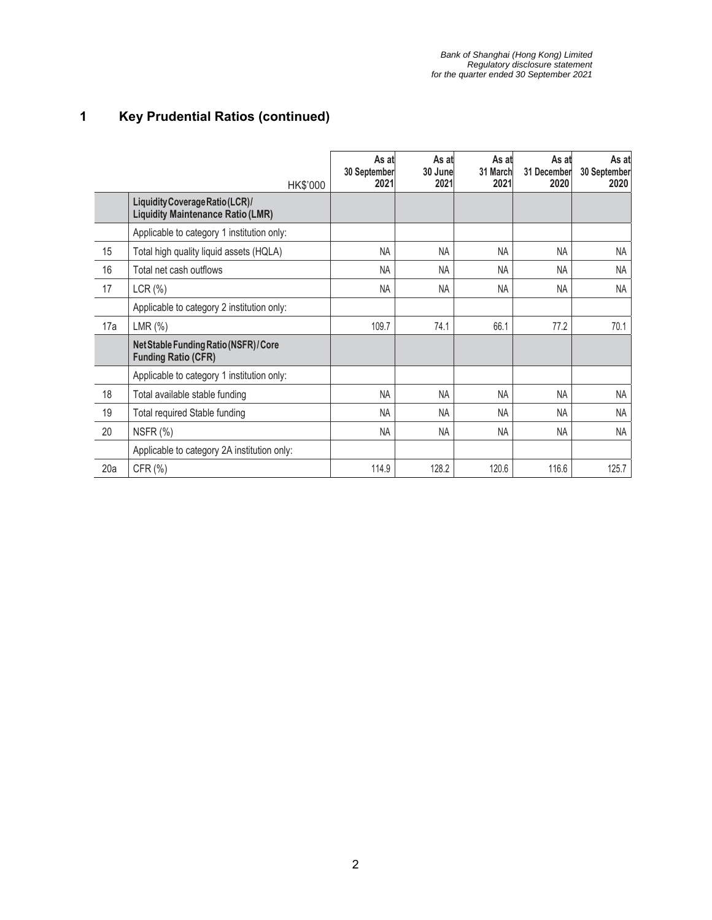## 1 Key Prudential Ratios (continued)

| | HK$'000 | As at 30 September 2021 | As at 30 June 2021 | As at 31 March 2021 | As at 31 December 2020 | As at 30 September 2020 |
|---|---|---|---|---|---|---|
| | **Liquidity Coverage Ratio (LCR) / Liquidity Maintenance Ratio (LMR)** | | | | | |
| | Applicable to category 1 institution only: | | | | | |
| 15 | Total high quality liquid assets (HQLA) | NA | NA | NA | NA | NA |
| 16 | Total net cash outflows | NA | NA | NA | NA | NA |
| 17 | LCR (%) | NA | NA | NA | NA | NA |
| | Applicable to category 2 institution only: | | | | | |
| 17a | LMR (%) | 109.7 | 74.1 | 66.1 | 77.2 | 70.1 |
| | **Net Stable Funding Ratio (NSFR) / Core Funding Ratio (CFR)** | | | | | |
| | Applicable to category 1 institution only: | | | | | |
| 18 | Total available stable funding | NA | NA | NA | NA | NA |
| 19 | Total required Stable funding | NA | NA | NA | NA | NA |
| 20 | NSFR (%) | NA | NA | NA | NA | NA |
| | Applicable to category 2A institution only: | | | | | |
| 20a | CFR (%) | 114.9 | 128.2 | 120.6 | 116.6 | 125.7 |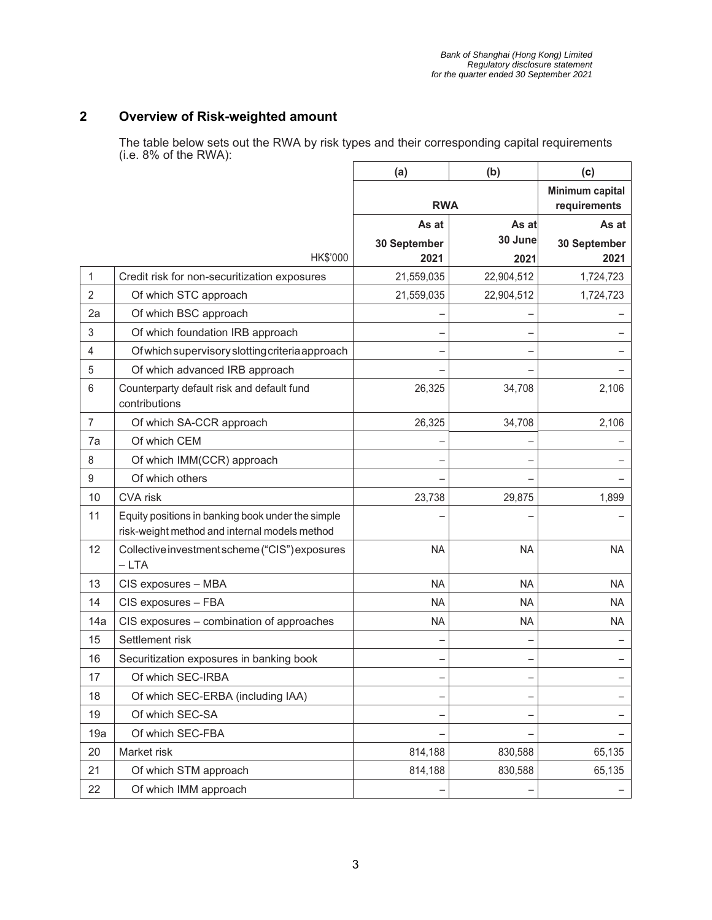## 2 Overview of Risk-weighted amount

The table below sets out the RWA by risk types and their corresponding capital requirements (i.e. 8% of the RWA):

| | | (a) | (b) | (c) |
|---|---|---|---|---|
| | | RWA | | Minimum capital requirements |
| | HK$'000 | As at 30 September 2021 | As at 30 June 2021 | As at 30 September 2021 |
| 1 | Credit risk for non-securitization exposures | 21,559,035 | 22,904,512 | 1,724,723 |
| 2 | Of which STC approach | 21,559,035 | 22,904,512 | 1,724,723 |
| 2a | Of which BSC approach | – | – | – |
| 3 | Of which foundation IRB approach | – | – | – |
| 4 | Of which supervisory slotting criteria approach | – | – | – |
| 5 | Of which advanced IRB approach | – | – | – |
| 6 | Counterparty default risk and default fund contributions | 26,325 | 34,708 | 2,106 |
| 7 | Of which SA-CCR approach | 26,325 | 34,708 | 2,106 |
| 7a | Of which CEM | – | – | – |
| 8 | Of which IMM(CCR) approach | – | – | – |
| 9 | Of which others | – | – | – |
| 10 | CVA risk | 23,738 | 29,875 | 1,899 |
| 11 | Equity positions in banking book under the simple risk-weight method and internal models method | – | – | – |
| 12 | Collective investment scheme ("CIS") exposures – LTA | NA | NA | NA |
| 13 | CIS exposures – MBA | NA | NA | NA |
| 14 | CIS exposures – FBA | NA | NA | NA |
| 14a | CIS exposures – combination of approaches | NA | NA | NA |
| 15 | Settlement risk | – | – | – |
| 16 | Securitization exposures in banking book | – | – | – |
| 17 | Of which SEC-IRBA | – | – | – |
| 18 | Of which SEC-ERBA (including IAA) | – | – | – |
| 19 | Of which SEC-SA | – | – | – |
| 19a | Of which SEC-FBA | – | – | – |
| 20 | Market risk | 814,188 | 830,588 | 65,135 |
| 21 | Of which STM approach | 814,188 | 830,588 | 65,135 |
| 22 | Of which IMM approach | – | – | – |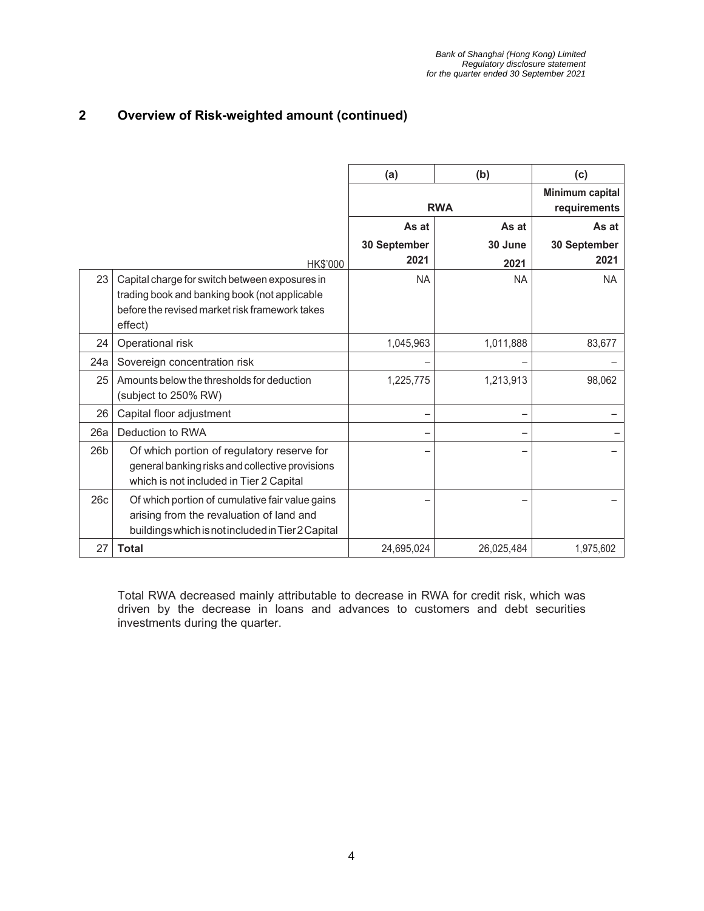## 2 Overview of Risk-weighted amount (continued)

| | | (a) | (b) | (c) |
|---|---|---|---|---|
| | | RWA | | Minimum capital requirements |
| | HK$'000 | As at 30 September 2021 | As at 30 June 2021 | As at 30 September 2021 |
| 23 | Capital charge for switch between exposures in trading book and banking book (not applicable before the revised market risk framework takes effect) | NA | NA | NA |
| 24 | Operational risk | 1,045,963 | 1,011,888 | 83,677 |
| 24a | Sovereign concentration risk | – | – | – |
| 25 | Amounts below the thresholds for deduction (subject to 250% RW) | 1,225,775 | 1,213,913 | 98,062 |
| 26 | Capital floor adjustment | – | – | – |
| 26a | Deduction to RWA | – | – | – |
| 26b | Of which portion of regulatory reserve for general banking risks and collective provisions which is not included in Tier 2 Capital | – | – | – |
| 26c | Of which portion of cumulative fair value gains arising from the revaluation of land and buildings which is not included in Tier 2 Capital | – | – | – |
| 27 | **Total** | 24,695,024 | 26,025,484 | 1,975,602 |

Total RWA decreased mainly attributable to decrease in RWA for credit risk, which was driven by the decrease in loans and advances to customers and debt securities investments during the quarter.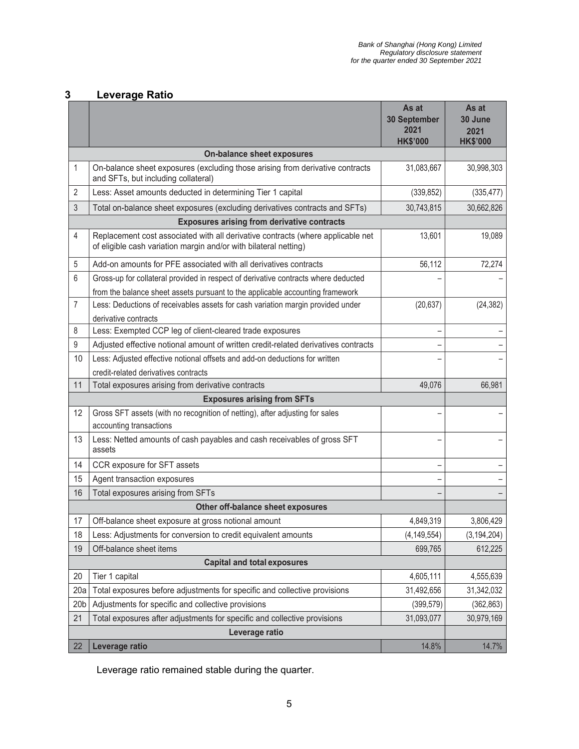## 3 Leverage Ratio

| | | As at 30 September 2021 HK$'000 | As at 30 June 2021 HK$'000 |
|---|---|---|---|
| | **On-balance sheet exposures** | | |
| 1 | On-balance sheet exposures (excluding those arising from derivative contracts and SFTs, but including collateral) | 31,083,667 | 30,998,303 |
| 2 | Less: Asset amounts deducted in determining Tier 1 capital | (339,852) | (335,477) |
| 3 | Total on-balance sheet exposures (excluding derivatives contracts and SFTs) | 30,743,815 | 30,662,826 |
| | **Exposures arising from derivative contracts** | | |
| 4 | Replacement cost associated with all derivative contracts (where applicable net of eligible cash variation margin and/or with bilateral netting) | 13,601 | 19,089 |
| 5 | Add-on amounts for PFE associated with all derivatives contracts | 56,112 | 72,274 |
| 6 | Gross-up for collateral provided in respect of derivative contracts where deducted from the balance sheet assets pursuant to the applicable accounting framework | – | – |
| 7 | Less: Deductions of receivables assets for cash variation margin provided under derivative contracts | (20,637) | (24,382) |
| 8 | Less: Exempted CCP leg of client-cleared trade exposures | – | – |
| 9 | Adjusted effective notional amount of written credit-related derivatives contracts | – | – |
| 10 | Less: Adjusted effective notional offsets and add-on deductions for written credit-related derivatives contracts | – | – |
| 11 | Total exposures arising from derivative contracts | 49,076 | 66,981 |
| | **Exposures arising from SFTs** | | |
| 12 | Gross SFT assets (with no recognition of netting), after adjusting for sales accounting transactions | – | – |
| 13 | Less: Netted amounts of cash payables and cash receivables of gross SFT assets | – | – |
| 14 | CCR exposure for SFT assets | – | – |
| 15 | Agent transaction exposures | – | – |
| 16 | Total exposures arising from SFTs | – | – |
| | **Other off-balance sheet exposures** | | |
| 17 | Off-balance sheet exposure at gross notional amount | 4,849,319 | 3,806,429 |
| 18 | Less: Adjustments for conversion to credit equivalent amounts | (4,149,554) | (3,194,204) |
| 19 | Off-balance sheet items | 699,765 | 612,225 |
| | **Capital and total exposures** | | |
| 20 | Tier 1 capital | 4,605,111 | 4,555,639 |
| 20a | Total exposures before adjustments for specific and collective provisions | 31,492,656 | 31,342,032 |
| 20b | Adjustments for specific and collective provisions | (399,579) | (362,863) |
| 21 | Total exposures after adjustments for specific and collective provisions | 31,093,077 | 30,979,169 |
| | **Leverage ratio** | | |
| 22 | **Leverage ratio** | 14.8% | 14.7% |

Leverage ratio remained stable during the quarter.